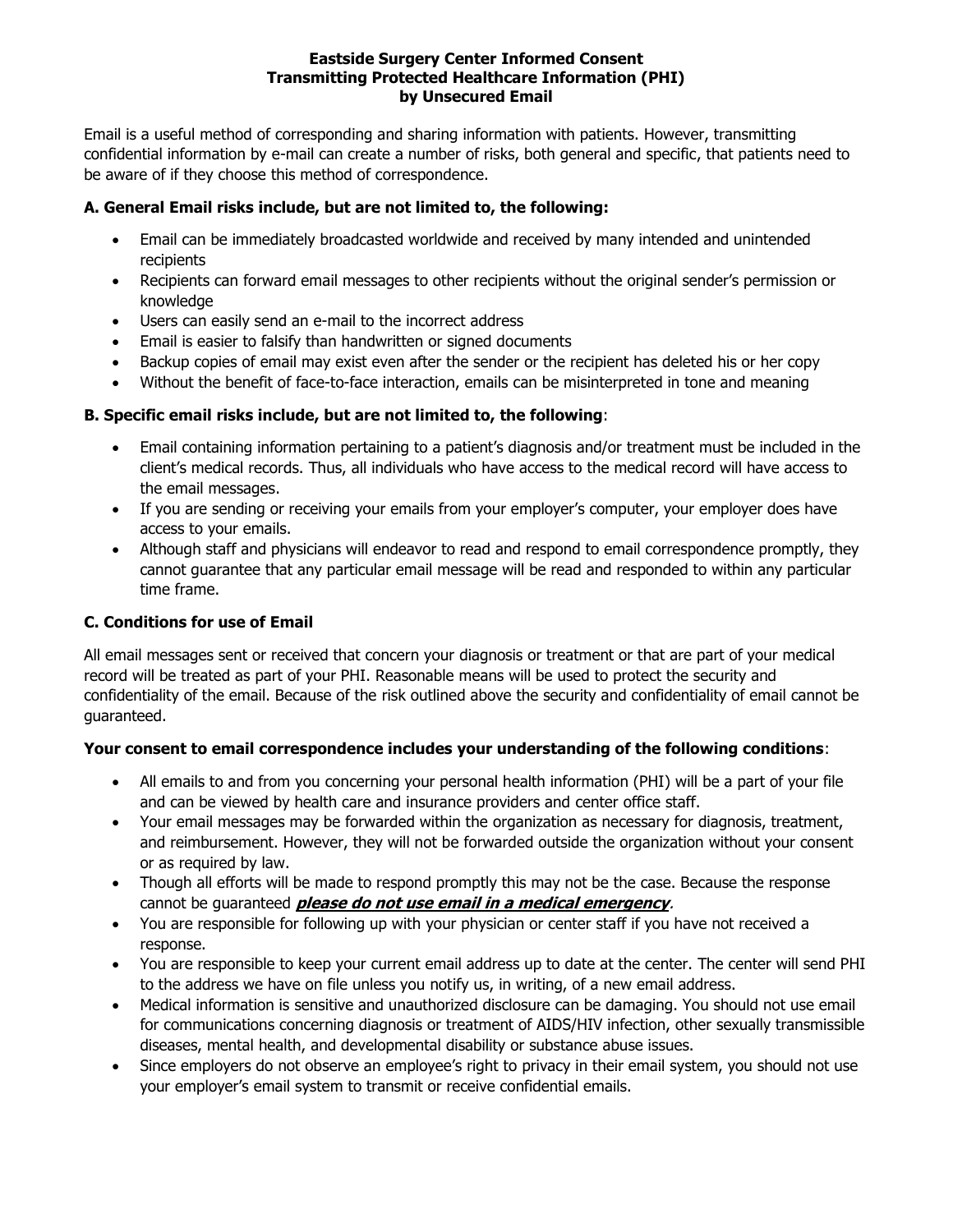# Eastside Surgery Center Informed Consent
# Transmitting Protected Healthcare Information (PHI)
# by Unsecured Email

Email is a useful method of corresponding and sharing information with patients. However, transmitting confidential information by e-mail can create a number of risks, both general and specific, that patients need to be aware of if they choose this method of correspondence.

## A. General Email risks include, but are not limited to, the following:

- Email can be immediately broadcasted worldwide and received by many intended and unintended recipients
- Recipients can forward email messages to other recipients without the original sender's permission or knowledge
- Users can easily send an e-mail to the incorrect address
- Email is easier to falsify than handwritten or signed documents
- Backup copies of email may exist even after the sender or the recipient has deleted his or her copy
- Without the benefit of face-to-face interaction, emails can be misinterpreted in tone and meaning

## B. Specific email risks include, but are not limited to, the following:

- Email containing information pertaining to a patient's diagnosis and/or treatment must be included in the client's medical records. Thus, all individuals who have access to the medical record will have access to the email messages.
- If you are sending or receiving your emails from your employer's computer, your employer does have access to your emails.
- Although staff and physicians will endeavor to read and respond to email correspondence promptly, they cannot guarantee that any particular email message will be read and responded to within any particular time frame.

## C. Conditions for use of Email

All email messages sent or received that concern your diagnosis or treatment or that are part of your medical record will be treated as part of your PHI. Reasonable means will be used to protect the security and confidentiality of the email. Because of the risk outlined above the security and confidentiality of email cannot be guaranteed.

**Your consent to email correspondence includes your understanding of the following conditions**:

- All emails to and from you concerning your personal health information (PHI) will be a part of your file and can be viewed by health care and insurance providers and center office staff.
- Your email messages may be forwarded within the organization as necessary for diagnosis, treatment, and reimbursement. However, they will not be forwarded outside the organization without your consent or as required by law.
- Though all efforts will be made to respond promptly this may not be the case. Because the response cannot be guaranteed ***please do not use email in a medical emergency***.
- You are responsible for following up with your physician or center staff if you have not received a response.
- You are responsible to keep your current email address up to date at the center. The center will send PHI to the address we have on file unless you notify us, in writing, of a new email address.
- Medical information is sensitive and unauthorized disclosure can be damaging. You should not use email for communications concerning diagnosis or treatment of AIDS/HIV infection, other sexually transmissible diseases, mental health, and developmental disability or substance abuse issues.
- Since employers do not observe an employee's right to privacy in their email system, you should not use your employer's email system to transmit or receive confidential emails.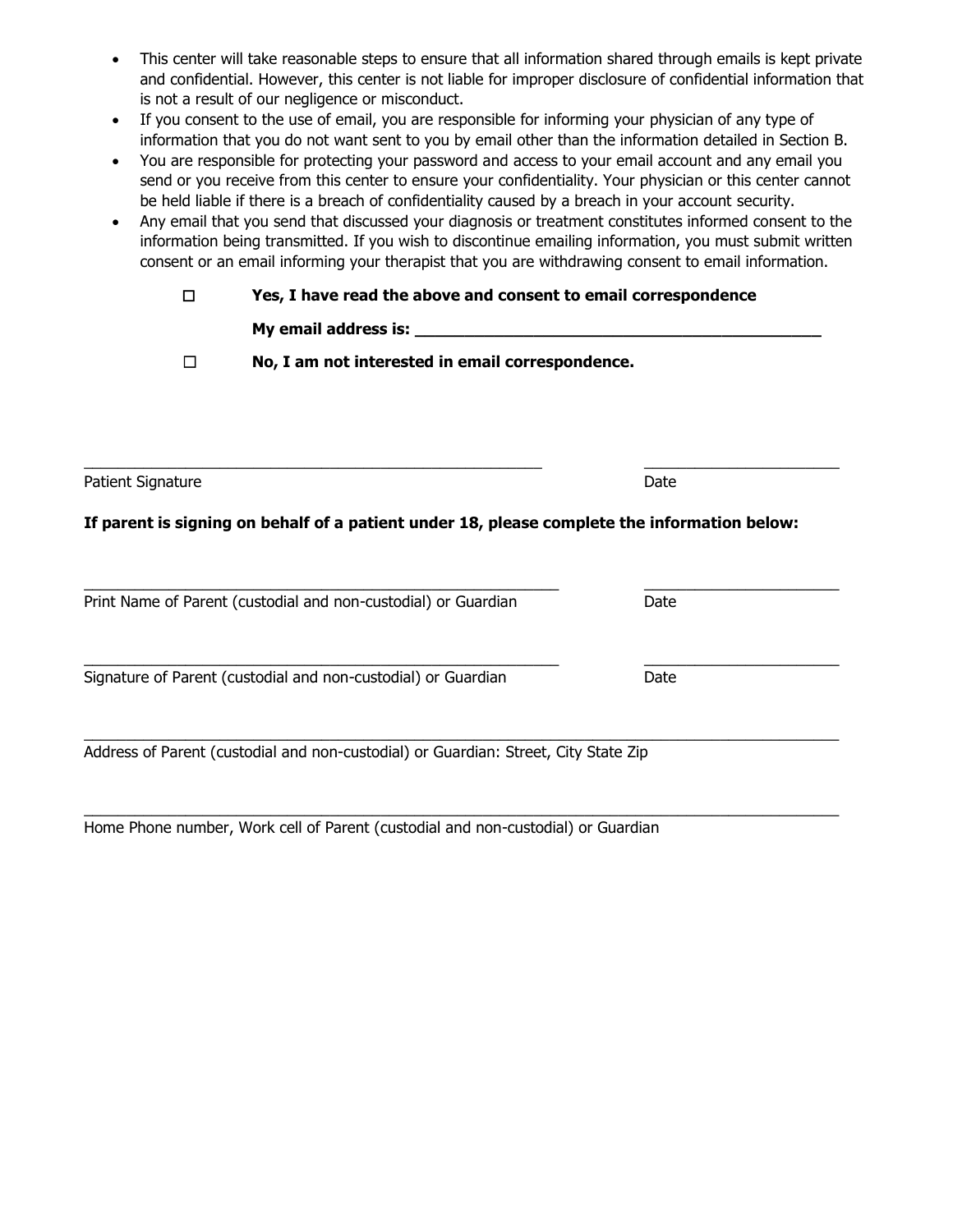- This center will take reasonable steps to ensure that all information shared through emails is kept private and confidential. However, this center is not liable for improper disclosure of confidential information that is not a result of our negligence or misconduct.
- If you consent to the use of email, you are responsible for informing your physician of any type of information that you do not want sent to you by email other than the information detailed in Section B.
- You are responsible for protecting your password and access to your email account and any email you send or you receive from this center to ensure your confidentiality. Your physician or this center cannot be held liable if there is a breach of confidentiality caused by a breach in your account security.
- Any email that you send that discussed your diagnosis or treatment constitutes informed consent to the information being transmitted. If you wish to discontinue emailing information, you must submit written consent or an email informing your therapist that you are withdrawing consent to email information.

☐ **Yes, I have read the above and consent to email correspondence**

**My email address is: _______________________________________________**

☐ **No, I am not interested in email correspondence.**

_____________________________________________________ _______________________

Patient Signature Date

**If parent is signing on behalf of a patient under 18, please complete the information below:**

_______________________________________________________ _______________________

Print Name of Parent (custodial and non-custodial) or Guardian Date

_______________________________________________________ _______________________

Signature of Parent (custodial and non-custodial) or Guardian Date

_________________________________________________________________________________________

Address of Parent (custodial and non-custodial) or Guardian: Street, City State Zip

_________________________________________________________________________________________

Home Phone number, Work cell of Parent (custodial and non-custodial) or Guardian